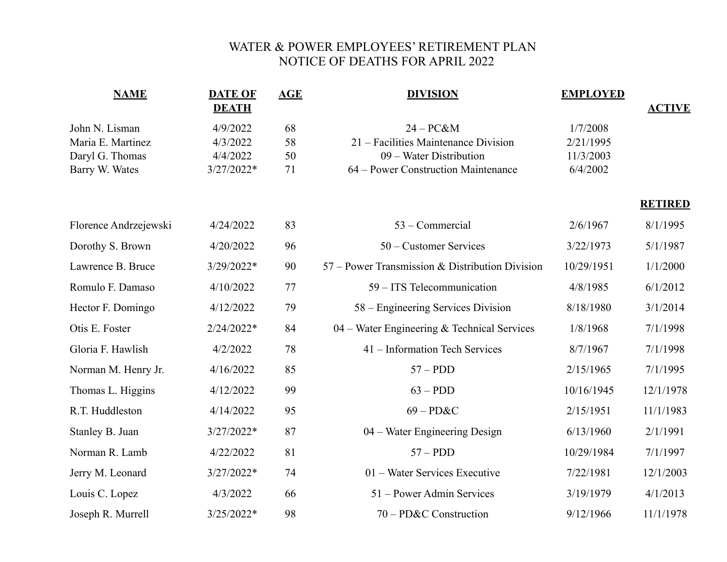# WATER & POWER EMPLOYEES' RETIREMENT PLAN
## NOTICE OF DEATHS FOR APRIL 2022

| NAME | DATE OF DEATH | AGE | DIVISION | EMPLOYED | ACTIVE |
|---|---|---|---|---|---|
| John N. Lisman | 4/9/2022 | 68 | 24 – PC&M | 1/7/2008 | |
| Maria E. Martinez | 4/3/2022 | 58 | 21 – Facilities Maintenance Division | 2/21/1995 | |
| Daryl G. Thomas | 4/4/2022 | 50 | 09 – Water Distribution | 11/3/2003 | |
| Barry W. Wates | 3/27/2022* | 71 | 64 – Power Construction Maintenance | 6/4/2002 | |
| | | | | | **RETIRED** |
| Florence Andrzejewski | 4/24/2022 | 83 | 53 – Commercial | 2/6/1967 | 8/1/1995 |
| Dorothy S. Brown | 4/20/2022 | 96 | 50 – Customer Services | 3/22/1973 | 5/1/1987 |
| Lawrence B. Bruce | 3/29/2022* | 90 | 57 – Power Transmission & Distribution Division | 10/29/1951 | 1/1/2000 |
| Romulo F. Damaso | 4/10/2022 | 77 | 59 – ITS Telecommunication | 4/8/1985 | 6/1/2012 |
| Hector F. Domingo | 4/12/2022 | 79 | 58 – Engineering Services Division | 8/18/1980 | 3/1/2014 |
| Otis E. Foster | 2/24/2022* | 84 | 04 – Water Engineering & Technical Services | 1/8/1968 | 7/1/1998 |
| Gloria F. Hawlish | 4/2/2022 | 78 | 41 – Information Tech Services | 8/7/1967 | 7/1/1998 |
| Norman M. Henry Jr. | 4/16/2022 | 85 | 57 – PDD | 2/15/1965 | 7/1/1995 |
| Thomas L. Higgins | 4/12/2022 | 99 | 63 – PDD | 10/16/1945 | 12/1/1978 |
| R.T. Huddleston | 4/14/2022 | 95 | 69 – PD&C | 2/15/1951 | 11/1/1983 |
| Stanley B. Juan | 3/27/2022* | 87 | 04 – Water Engineering Design | 6/13/1960 | 2/1/1991 |
| Norman R. Lamb | 4/22/2022 | 81 | 57 – PDD | 10/29/1984 | 7/1/1997 |
| Jerry M. Leonard | 3/27/2022* | 74 | 01 – Water Services Executive | 7/22/1981 | 12/1/2003 |
| Louis C. Lopez | 4/3/2022 | 66 | 51 – Power Admin Services | 3/19/1979 | 4/1/2013 |
| Joseph R. Murrell | 3/25/2022* | 98 | 70 – PD&C Construction | 9/12/1966 | 11/1/1978 |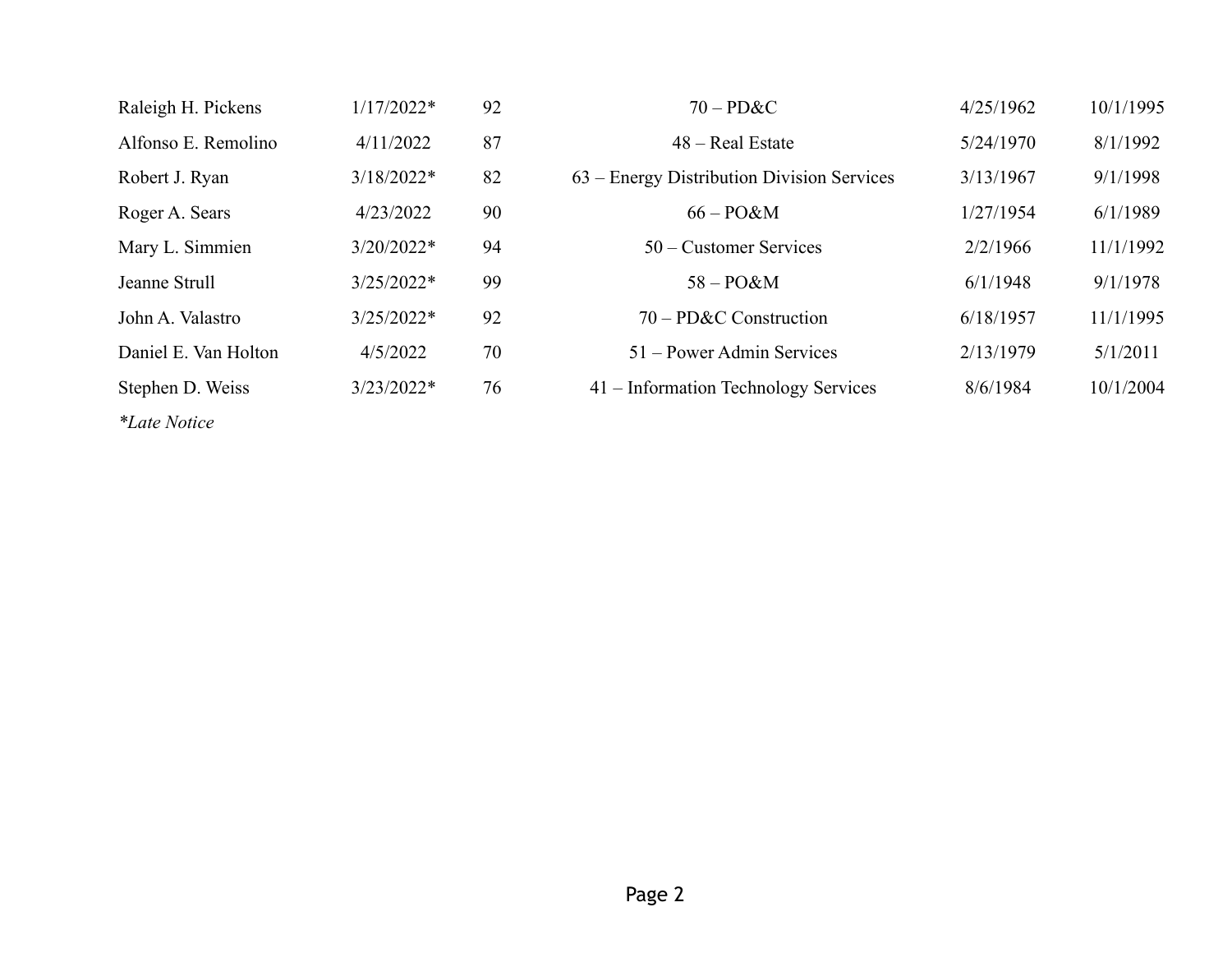| | | | | | |
|---|---|---|---|---|---|
| Raleigh H. Pickens | 1/17/2022* | 92 | 70 – PD&C | 4/25/1962 | 10/1/1995 |
| Alfonso E. Remolino | 4/11/2022 | 87 | 48 – Real Estate | 5/24/1970 | 8/1/1992 |
| Robert J. Ryan | 3/18/2022* | 82 | 63 – Energy Distribution Division Services | 3/13/1967 | 9/1/1998 |
| Roger A. Sears | 4/23/2022 | 90 | 66 – PO&M | 1/27/1954 | 6/1/1989 |
| Mary L. Simmien | 3/20/2022* | 94 | 50 – Customer Services | 2/2/1966 | 11/1/1992 |
| Jeanne Strull | 3/25/2022* | 99 | 58 – PO&M | 6/1/1948 | 9/1/1978 |
| John A. Valastro | 3/25/2022* | 92 | 70 – PD&C Construction | 6/18/1957 | 11/1/1995 |
| Daniel E. Van Holton | 4/5/2022 | 70 | 51 – Power Admin Services | 2/13/1979 | 5/1/2011 |
| Stephen D. Weiss | 3/23/2022* | 76 | 41 – Information Technology Services | 8/6/1984 | 10/1/2004 |

*\*Late Notice*